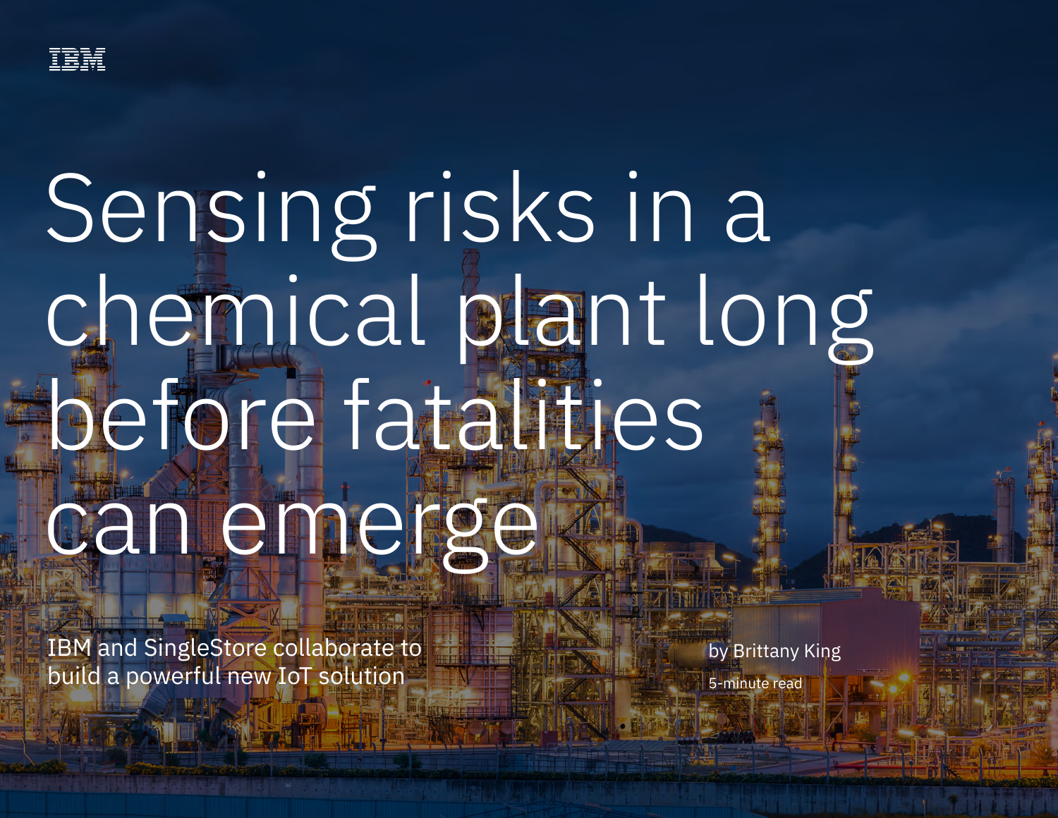IBM

# Sensing risks in a chemical plant long before fatalities can emerge

IBM and SingleStore collaborate to build a powerful new IoT solution

by Brittany King

5-minute read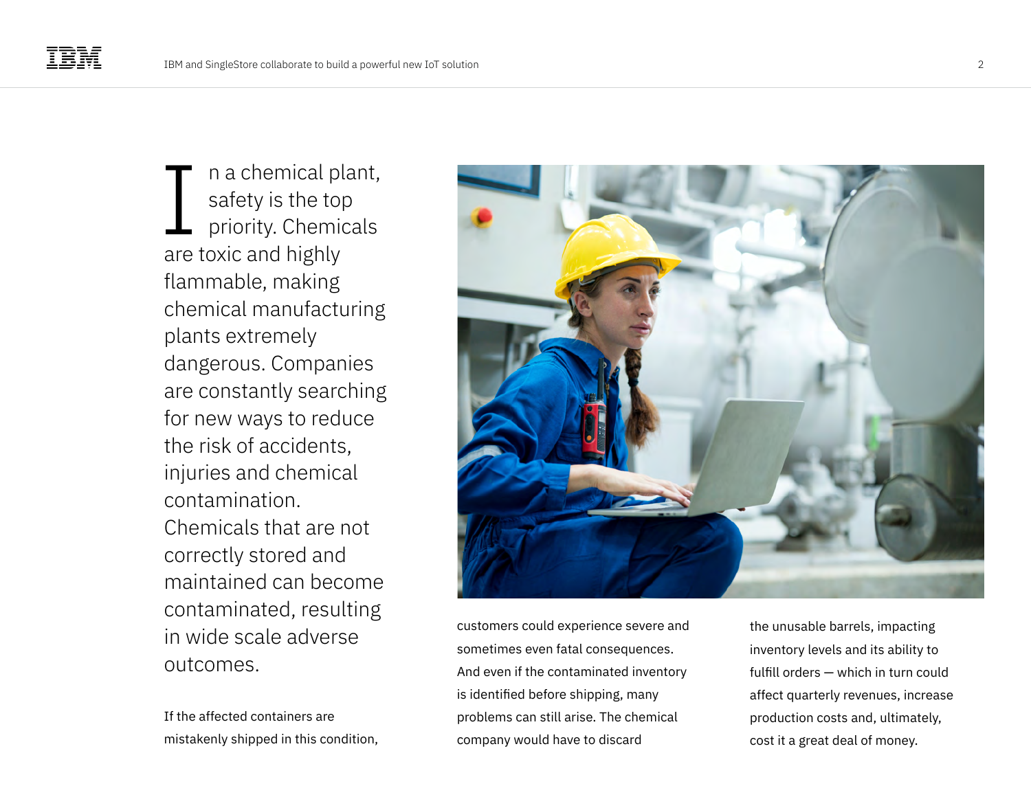In a chemical plant, safety is the top priority. Chemicals are toxic and highly flammable, making chemical manufacturing plants extremely dangerous. Companies are constantly searching for new ways to reduce the risk of accidents, injuries and chemical contamination. Chemicals that are not correctly stored and maintained can become contaminated, resulting in wide scale adverse outcomes.

If the affected containers are mistakenly shipped in this condition, customers could experience severe and sometimes even fatal consequences. And even if the contaminated inventory is identified before shipping, many problems can still arise. The chemical company would have to discard the unusable barrels, impacting inventory levels and its ability to fulfill orders — which in turn could affect quarterly revenues, increase production costs and, ultimately, cost it a great deal of money.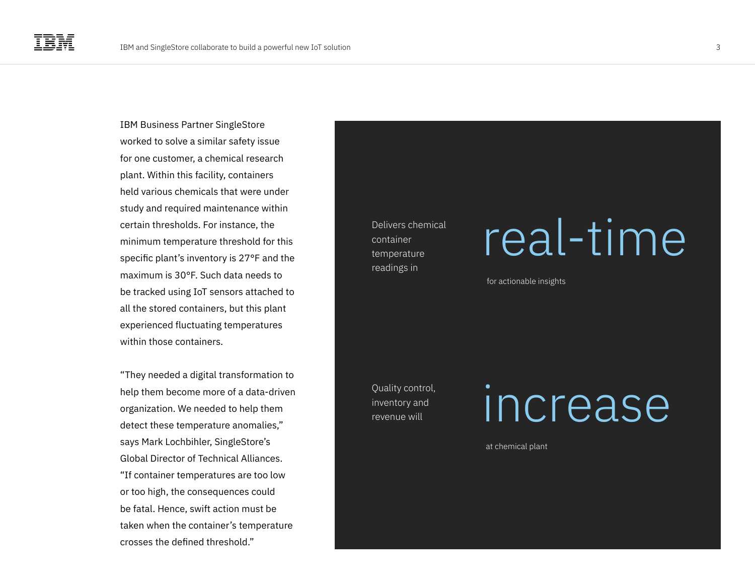IBM Business Partner SingleStore worked to solve a similar safety issue for one customer, a chemical research plant. Within this facility, containers held various chemicals that were under study and required maintenance within certain thresholds. For instance, the minimum temperature threshold for this specific plant's inventory is 27°F and the maximum is 30°F. Such data needs to be tracked using IoT sensors attached to all the stored containers, but this plant experienced fluctuating temperatures within those containers.

"They needed a digital transformation to help them become more of a data-driven organization. We needed to help them detect these temperature anomalies," says Mark Lochbihler, SingleStore's Global Director of Technical Alliances. "If container temperatures are too low or too high, the consequences could be fatal. Hence, swift action must be taken when the container's temperature crosses the defined threshold."

Delivers chemical container temperature readings in

**real-time**

for actionable insights

Quality control, inventory and revenue will

**increase**

at chemical plant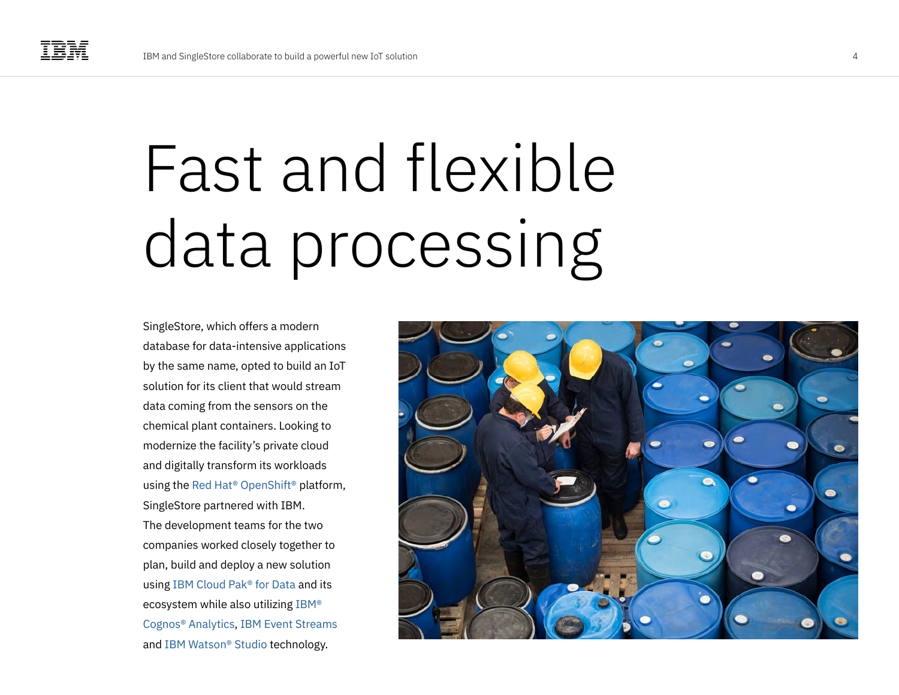# Fast and flexible data processing

SingleStore, which offers a modern database for data-intensive applications by the same name, opted to build an IoT solution for its client that would stream data coming from the sensors on the chemical plant containers. Looking to modernize the facility's private cloud and digitally transform its workloads using the Red Hat® OpenShift® platform, SingleStore partnered with IBM. The development teams for the two companies worked closely together to plan, build and deploy a new solution using IBM Cloud Pak® for Data and its ecosystem while also utilizing IBM® Cognos® Analytics, IBM Event Streams and IBM Watson® Studio technology.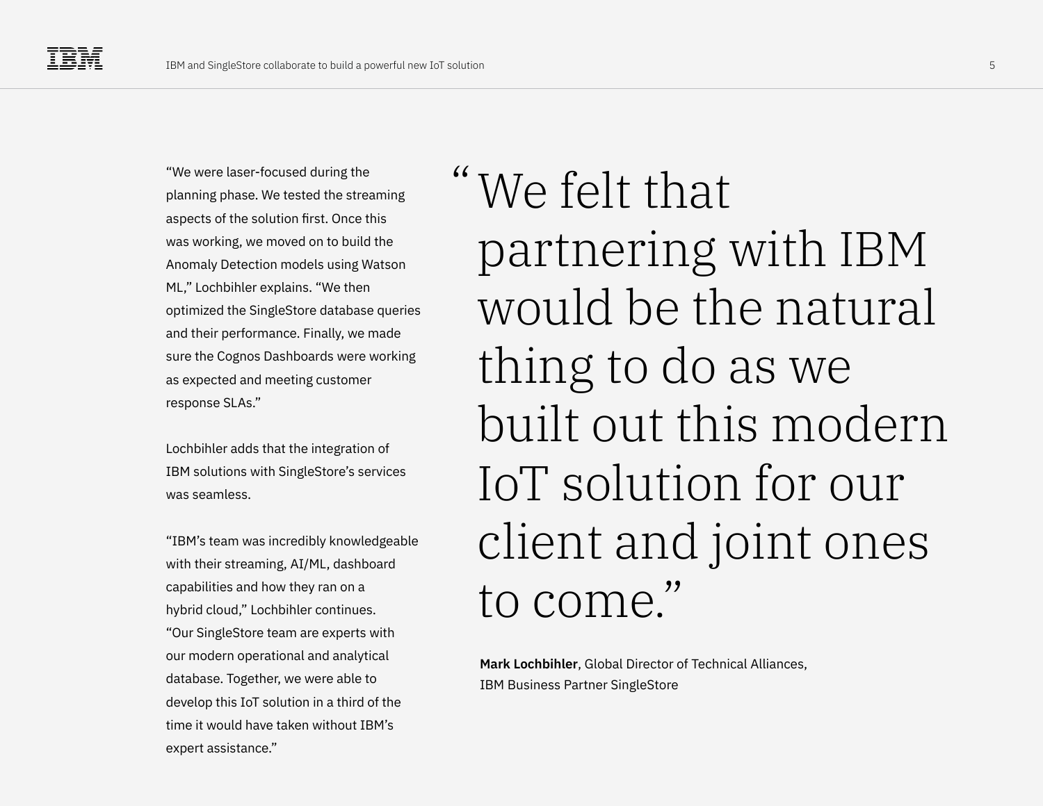"We were laser-focused during the planning phase. We tested the streaming aspects of the solution first. Once this was working, we moved on to build the Anomaly Detection models using Watson ML," Lochbihler explains. "We then optimized the SingleStore database queries and their performance. Finally, we made sure the Cognos Dashboards were working as expected and meeting customer response SLAs."

Lochbihler adds that the integration of IBM solutions with SingleStore's services was seamless.

"IBM's team was incredibly knowledgeable with their streaming, AI/ML, dashboard capabilities and how they ran on a hybrid cloud," Lochbihler continues. "Our SingleStore team are experts with our modern operational and analytical database. Together, we were able to develop this IoT solution in a third of the time it would have taken without IBM's expert assistance."

> "We felt that partnering with IBM would be the natural thing to do as we built out this modern IoT solution for our client and joint ones to come."
>
> **Mark Lochbihler**, Global Director of Technical Alliances, IBM Business Partner SingleStore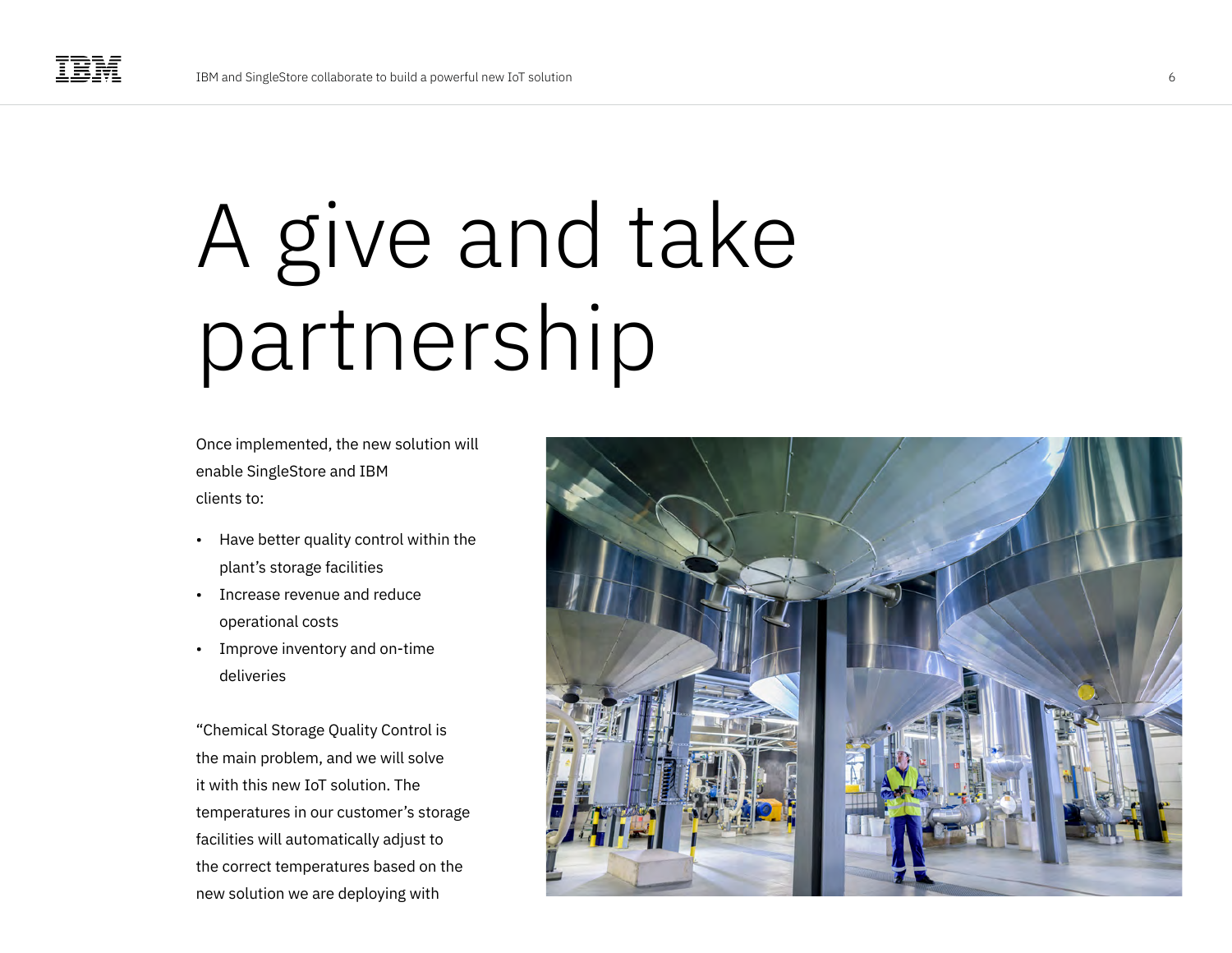# A give and take partnership

Once implemented, the new solution will enable SingleStore and IBM clients to:

- Have better quality control within the plant's storage facilities
- Increase revenue and reduce operational costs
- Improve inventory and on-time deliveries

"Chemical Storage Quality Control is the main problem, and we will solve it with this new IoT solution. The temperatures in our customer's storage facilities will automatically adjust to the correct temperatures based on the new solution we are deploying with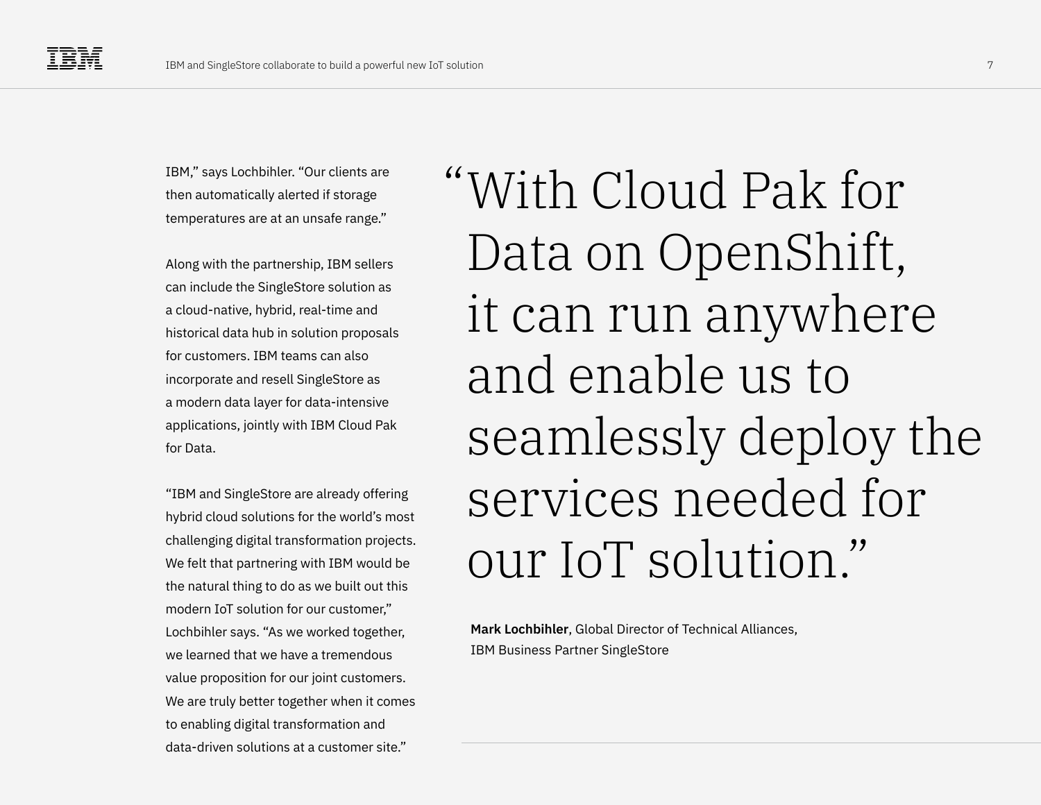IBM," says Lochbihler. "Our clients are then automatically alerted if storage temperatures are at an unsafe range."

Along with the partnership, IBM sellers can include the SingleStore solution as a cloud-native, hybrid, real-time and historical data hub in solution proposals for customers. IBM teams can also incorporate and resell SingleStore as a modern data layer for data-intensive applications, jointly with IBM Cloud Pak for Data.

"IBM and SingleStore are already offering hybrid cloud solutions for the world's most challenging digital transformation projects. We felt that partnering with IBM would be the natural thing to do as we built out this modern IoT solution for our customer," Lochbihler says. "As we worked together, we learned that we have a tremendous value proposition for our joint customers. We are truly better together when it comes to enabling digital transformation and data-driven solutions at a customer site."

> "With Cloud Pak for Data on OpenShift, it can run anywhere and enable us to seamlessly deploy the services needed for our IoT solution."

**Mark Lochbihler**, Global Director of Technical Alliances, IBM Business Partner SingleStore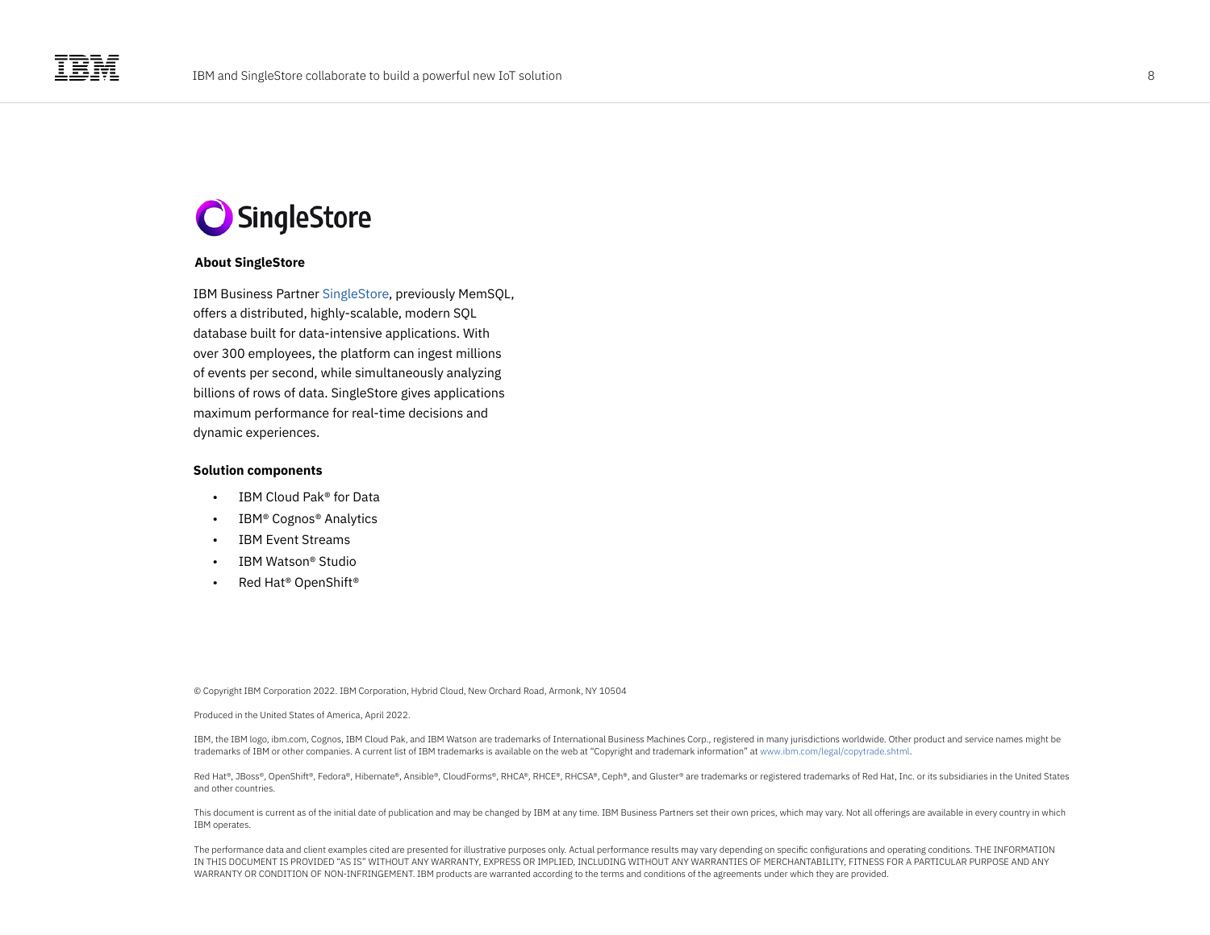SingleStore

## About SingleStore

IBM Business Partner SingleStore, previously MemSQL, offers a distributed, highly-scalable, modern SQL database built for data-intensive applications. With over 300 employees, the platform can ingest millions of events per second, while simultaneously analyzing billions of rows of data. SingleStore gives applications maximum performance for real-time decisions and dynamic experiences.

## Solution components

- IBM Cloud Pak® for Data
- IBM® Cognos® Analytics
- IBM Event Streams
- IBM Watson® Studio
- Red Hat® OpenShift®

© Copyright IBM Corporation 2022. IBM Corporation, Hybrid Cloud, New Orchard Road, Armonk, NY 10504

Produced in the United States of America, April 2022.

IBM, the IBM logo, ibm.com, Cognos, IBM Cloud Pak, and IBM Watson are trademarks of International Business Machines Corp., registered in many jurisdictions worldwide. Other product and service names might be trademarks of IBM or other companies. A current list of IBM trademarks is available on the web at "Copyright and trademark information" at www.ibm.com/legal/copytrade.shtml.

Red Hat®, JBoss®, OpenShift®, Fedora®, Hibernate®, Ansible®, CloudForms®, RHCA®, RHCE®, RHCSA®, Ceph®, and Gluster® are trademarks or registered trademarks of Red Hat, Inc. or its subsidiaries in the United States and other countries.

This document is current as of the initial date of publication and may be changed by IBM at any time. IBM Business Partners set their own prices, which may vary. Not all offerings are available in every country in which IBM operates.

The performance data and client examples cited are presented for illustrative purposes only. Actual performance results may vary depending on specific configurations and operating conditions. THE INFORMATION IN THIS DOCUMENT IS PROVIDED "AS IS" WITHOUT ANY WARRANTY, EXPRESS OR IMPLIED, INCLUDING WITHOUT ANY WARRANTIES OF MERCHANTABILITY, FITNESS FOR A PARTICULAR PURPOSE AND ANY WARRANTY OR CONDITION OF NON-INFRINGEMENT. IBM products are warranted according to the terms and conditions of the agreements under which they are provided.